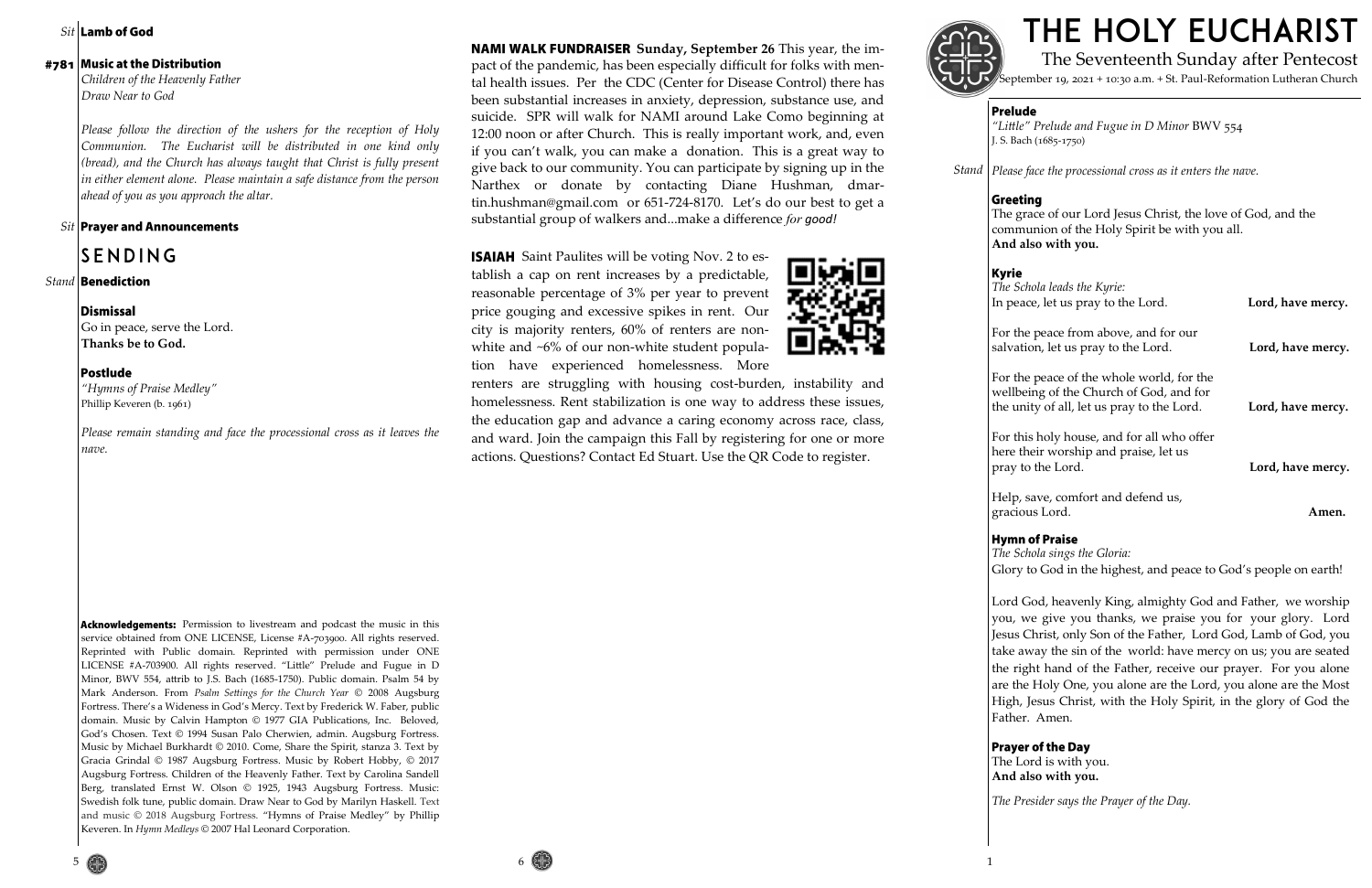*Sit* **Lamb of God**

**#781 Music at the Distribution**
*Children of the Heavenly Father*
*Draw Near to God*

*Please follow the direction of the ushers for the reception of Holy Communion. The Eucharist will be distributed in one kind only (bread), and the Church has always taught that Christ is fully present in either element alone. Please maintain a safe distance from the person ahead of you as you approach the altar.*

*Sit* **Prayer and Announcements**

## SENDING

*Stand* **Benediction**

**Dismissal**
Go in peace, serve the Lord.
**Thanks be to God.**

**Postlude**
*"Hymns of Praise Medley"*
Phillip Keveren (b. 1961)

*Please remain standing and face the processional cross as it leaves the nave.*

**Acknowledgements:** Permission to livestream and podcast the music in this service obtained from ONE LICENSE, License #A-703900. All rights reserved. Reprinted with Public domain. Reprinted with permission under ONE LICENSE #A-703900. All rights reserved. "Little" Prelude and Fugue in D Minor, BWV 554, attrib to J.S. Bach (1685-1750). Public domain. Psalm 54 by Mark Anderson. From *Psalm Settings for the Church Year* © 2008 Augsburg Fortress. There's a Wideness in God's Mercy. Text by Frederick W. Faber, public domain. Music by Calvin Hampton © 1977 GIA Publications, Inc. Beloved, God's Chosen. Text © 1994 Susan Palo Cherwien, admin. Augsburg Fortress. Music by Michael Burkhardt © 2010. Come, Share the Spirit, stanza 3. Text by Gracia Grindal © 1987 Augsburg Fortress. Music by Robert Hobby, © 2017 Augsburg Fortress. Children of the Heavenly Father. Text by Carolina Sandell Berg, translated Ernst W. Olson © 1925, 1943 Augsburg Fortress. Music: Swedish folk tune, public domain. Draw Near to God by Marilyn Haskell. Text and music © 2018 Augsburg Fortress. "Hymns of Praise Medley" by Phillip Keveren. In *Hymn Medleys* © 2007 Hal Leonard Corporation.

**NAMI WALK FUNDRAISER Sunday, September 26** This year, the impact of the pandemic, has been especially difficult for folks with mental health issues. Per the CDC (Center for Disease Control) there has been substantial increases in anxiety, depression, substance use, and suicide. SPR will walk for NAMI around Lake Como beginning at 12:00 noon or after Church. This is really important work, and, even if you can't walk, you can make a donation. This is a great way to give back to our community. You can participate by signing up in the Narthex or donate by contacting Diane Hushman, dmartin.hushman@gmail.com or 651-724-8170. Let's do our best to get a substantial group of walkers and...make a difference *for good!*

**ISAIAH** Saint Paulites will be voting Nov. 2 to establish a cap on rent increases by a predictable, reasonable percentage of 3% per year to prevent price gouging and excessive spikes in rent. Our city is majority renters, 60% of renters are non-white and ~6% of our non-white student population have experienced homelessness. More renters are struggling with housing cost-burden, instability and homelessness. Rent stabilization is one way to address these issues, the education gap and advance a caring economy across race, class, and ward. Join the campaign this Fall by registering for one or more actions. Questions? Contact Ed Stuart. Use the QR Code to register.

# THE HOLY EUCHARIST

## The Seventeenth Sunday after Pentecost

September 19, 2021 + 10:30 a.m. + St. Paul-Reformation Lutheran Church

**Prelude**
*"Little" Prelude and Fugue in D Minor* BWV 554
J. S. Bach (1685-1750)

*Stand* *Please face the processional cross as it enters the nave.*

**Greeting**
The grace of our Lord Jesus Christ, the love of God, and the communion of the Holy Spirit be with you all.
**And also with you.**

**Kyrie**
*The Schola leads the Kyrie:*
In peace, let us pray to the Lord. **Lord, have mercy.**

For the peace from above, and for our salvation, let us pray to the Lord. **Lord, have mercy.**

For the peace of the whole world, for the wellbeing of the Church of God, and for the unity of all, let us pray to the Lord. **Lord, have mercy.**

For this holy house, and for all who offer here their worship and praise, let us pray to the Lord. **Lord, have mercy.**

Help, save, comfort and defend us, gracious Lord. **Amen.**

**Hymn of Praise**
*The Schola sings the Gloria:*
Glory to God in the highest, and peace to God's people on earth!

Lord God, heavenly King, almighty God and Father, we worship you, we give you thanks, we praise you for your glory. Lord Jesus Christ, only Son of the Father, Lord God, Lamb of God, you take away the sin of the world: have mercy on us; you are seated the right hand of the Father, receive our prayer. For you alone are the Holy One, you alone are the Lord, you alone are the Most High, Jesus Christ, with the Holy Spirit, in the glory of God the Father. Amen.

**Prayer of the Day**
The Lord is with you.
**And also with you.**

*The Presider says the Prayer of the Day.*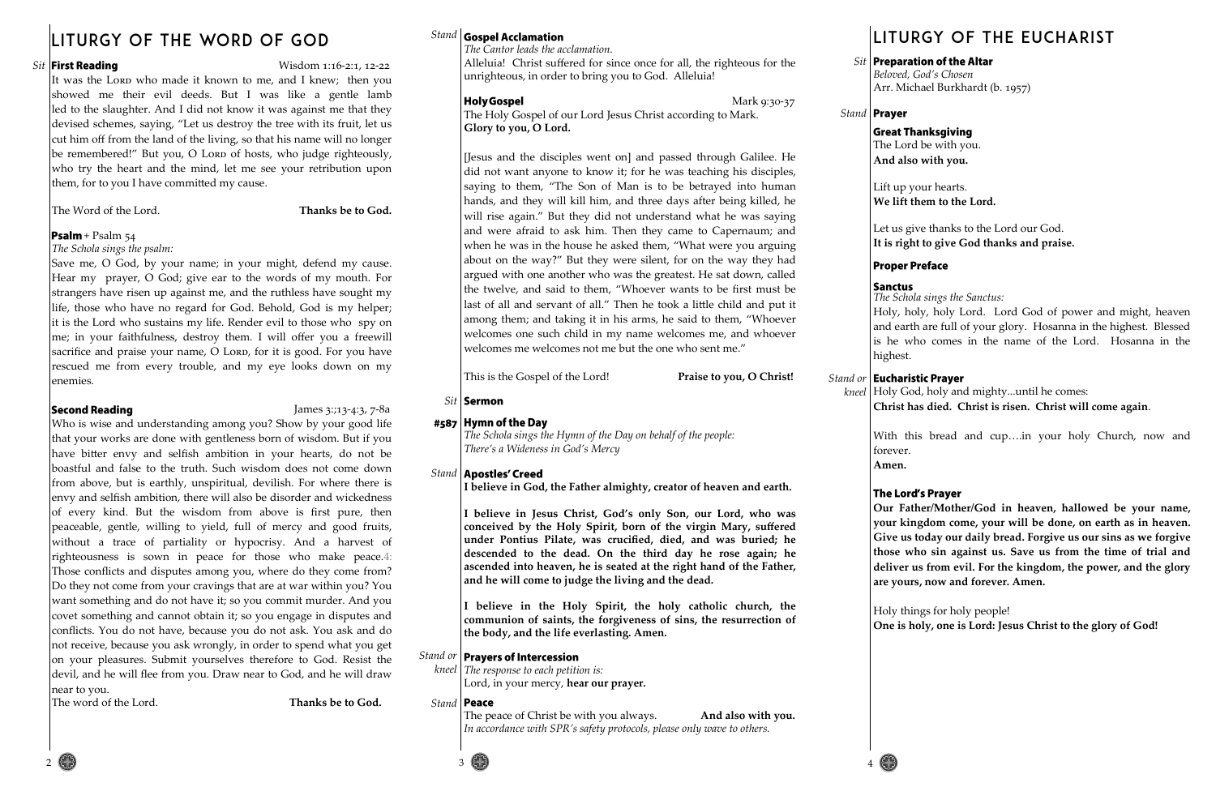# LITURGY OF THE WORD OF GOD

*Sit* **First Reading** Wisdom 1:16-2:1, 12-22

It was the Lord who made it known to me, and I knew; then you showed me their evil deeds. But I was like a gentle lamb led to the slaughter. And I did not know it was against me that they devised schemes, saying, "Let us destroy the tree with its fruit, let us cut him off from the land of the living, so that his name will no longer be remembered!" But you, O Lord of hosts, who judge righteously, who try the heart and the mind, let me see your retribution upon them, for to you I have committed my cause.

The Word of the Lord. **Thanks be to God.**

**Psalm** + Psalm 54

*The Schola sings the psalm:*

Save me, O God, by your name; in your might, defend my cause. Hear my prayer, O God; give ear to the words of my mouth. For strangers have risen up against me, and the ruthless have sought my life, those who have no regard for God. Behold, God is my helper; it is the Lord who sustains my life. Render evil to those who spy on me; in your faithfulness, destroy them. I will offer you a freewill sacrifice and praise your name, O Lord, for it is good. For you have rescued me from every trouble, and my eye looks down on my enemies.

**Second Reading** James 3:;13-4:3, 7-8a

Who is wise and understanding among you? Show by your good life that your works are done with gentleness born of wisdom. But if you have bitter envy and selfish ambition in your hearts, do not be boastful and false to the truth. Such wisdom does not come down from above, but is earthly, unspiritual, devilish. For where there is envy and selfish ambition, there will also be disorder and wickedness of every kind. But the wisdom from above is first pure, then peaceable, gentle, willing to yield, full of mercy and good fruits, without a trace of partiality or hypocrisy. And a harvest of righteousness is sown in peace for those who make peace. 4: Those conflicts and disputes among you, where do they come from? Do they not come from your cravings that are at war within you? You want something and do not have it; so you commit murder. And you covet something and cannot obtain it; so you engage in disputes and conflicts. You do not have, because you do not ask. You ask and do not receive, because you ask wrongly, in order to spend what you get on your pleasures. Submit yourselves therefore to God. Resist the devil, and he will flee from you. Draw near to God, and he will draw near to you.

The word of the Lord. **Thanks be to God.**

*Stand* **Gospel Acclamation**

*The Cantor leads the acclamation.*

Alleluia! Christ suffered for since once for all, the righteous for the unrighteous, in order to bring you to God. Alleluia!

**Holy Gospel** Mark 9:30-37

The Holy Gospel of our Lord Jesus Christ according to Mark.
**Glory to you, O Lord.**

[Jesus and the disciples went on] and passed through Galilee. He did not want anyone to know it; for he was teaching his disciples, saying to them, "The Son of Man is to be betrayed into human hands, and they will kill him, and three days after being killed, he will rise again." But they did not understand what he was saying and were afraid to ask him. Then they came to Capernaum; and when he was in the house he asked them, "What were you arguing about on the way?" But they were silent, for on the way they had argued with one another who was the greatest. He sat down, called the twelve, and said to them, "Whoever wants to be first must be last of all and servant of all." Then he took a little child and put it among them; and taking it in his arms, he said to them, "Whoever welcomes one such child in my name welcomes me, and whoever welcomes me welcomes not me but the one who sent me."

This is the Gospel of the Lord! **Praise to you, O Christ!**

*Sit* **Sermon**

**#587 Hymn of the Day**

*The Schola sings the Hymn of the Day on behalf of the people:*
*There's a Wideness in God's Mercy*

*Stand* **Apostles' Creed**

**I believe in God, the Father almighty, creator of heaven and earth.**

**I believe in Jesus Christ, God's only Son, our Lord, who was conceived by the Holy Spirit, born of the virgin Mary, suffered under Pontius Pilate, was crucified, died, and was buried; he descended to the dead. On the third day he rose again; he ascended into heaven, he is seated at the right hand of the Father, and he will come to judge the living and the dead.**

**I believe in the Holy Spirit, the holy catholic church, the communion of saints, the forgiveness of sins, the resurrection of the body, and the life everlasting. Amen.**

*Stand or kneel* **Prayers of Intercession**

*The response to each petition is:*
Lord, in your mercy, **hear our prayer.**

*Stand* **Peace**

The peace of Christ be with you always. **And also with you.**
*In accordance with SPR's safety protocols, please only wave to others.*

# LITURGY OF THE EUCHARIST

*Sit* **Preparation of the Altar**

*Beloved, God's Chosen*
Arr. Michael Burkhardt (b. 1957)

*Stand* **Prayer**

**Great Thanksgiving**

The Lord be with you.
**And also with you.**

Lift up your hearts.
**We lift them to the Lord.**

Let us give thanks to the Lord our God.
**It is right to give God thanks and praise.**

**Proper Preface**

**Sanctus**

*The Schola sings the Sanctus:*
Holy, holy, holy Lord. Lord God of power and might, heaven and earth are full of your glory. Hosanna in the highest. Blessed is he who comes in the name of the Lord. Hosanna in the highest.

*Stand or kneel* **Eucharistic Prayer**

Holy God, holy and mighty...until he comes:
**Christ has died. Christ is risen. Christ will come again**.

With this bread and cup….in your holy Church, now and forever.
**Amen.**

**The Lord's Prayer**

**Our Father/Mother/God in heaven, hallowed be your name, your kingdom come, your will be done, on earth as in heaven. Give us today our daily bread. Forgive us our sins as we forgive those who sin against us. Save us from the time of trial and deliver us from evil. For the kingdom, the power, and the glory are yours, now and forever. Amen.**

Holy things for holy people!
**One is holy, one is Lord: Jesus Christ to the glory of God!**